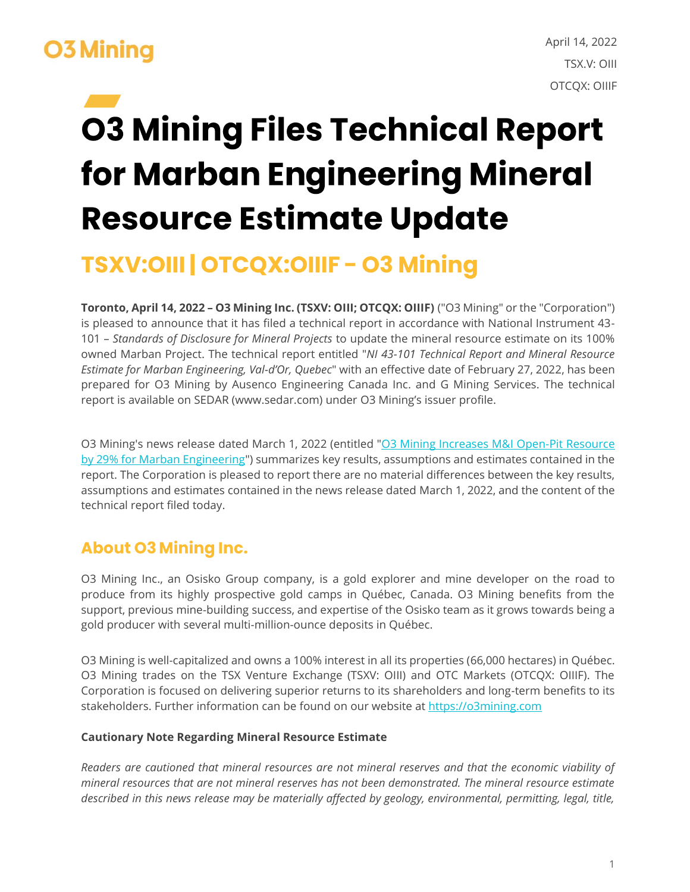O3 Mining

April 14, 2022
TSX.V: OIII
OTCQX: OIIIF

# O3 Mining Files Technical Report for Marban Engineering Mineral Resource Estimate Update

## TSXV:OIII | OTCQX:OIIIF - O3 Mining

**Toronto, April 14, 2022 – O3 Mining Inc. (TSXV: OIII; OTCQX: OIIIF)** ("O3 Mining" or the "Corporation") is pleased to announce that it has filed a technical report in accordance with National Instrument 43-101 – *Standards of Disclosure for Mineral Projects* to update the mineral resource estimate on its 100% owned Marban Project. The technical report entitled "*NI 43-101 Technical Report and Mineral Resource Estimate for Marban Engineering, Val-d'Or, Quebec*" with an effective date of February 27, 2022, has been prepared for O3 Mining by Ausenco Engineering Canada Inc. and G Mining Services. The technical report is available on SEDAR (www.sedar.com) under O3 Mining's issuer profile.

O3 Mining's news release dated March 1, 2022 (entitled "O3 Mining Increases M&I Open-Pit Resource by 29% for Marban Engineering") summarizes key results, assumptions and estimates contained in the report. The Corporation is pleased to report there are no material differences between the key results, assumptions and estimates contained in the news release dated March 1, 2022, and the content of the technical report filed today.

## About O3 Mining Inc.

O3 Mining Inc., an Osisko Group company, is a gold explorer and mine developer on the road to produce from its highly prospective gold camps in Québec, Canada. O3 Mining benefits from the support, previous mine-building success, and expertise of the Osisko team as it grows towards being a gold producer with several multi-million-ounce deposits in Québec.

O3 Mining is well-capitalized and owns a 100% interest in all its properties (66,000 hectares) in Québec. O3 Mining trades on the TSX Venture Exchange (TSXV: OIII) and OTC Markets (OTCQX: OIIIF). The Corporation is focused on delivering superior returns to its shareholders and long-term benefits to its stakeholders. Further information can be found on our website at https://o3mining.com

**Cautionary Note Regarding Mineral Resource Estimate**

*Readers are cautioned that mineral resources are not mineral reserves and that the economic viability of mineral resources that are not mineral reserves has not been demonstrated. The mineral resource estimate described in this news release may be materially affected by geology, environmental, permitting, legal, title,*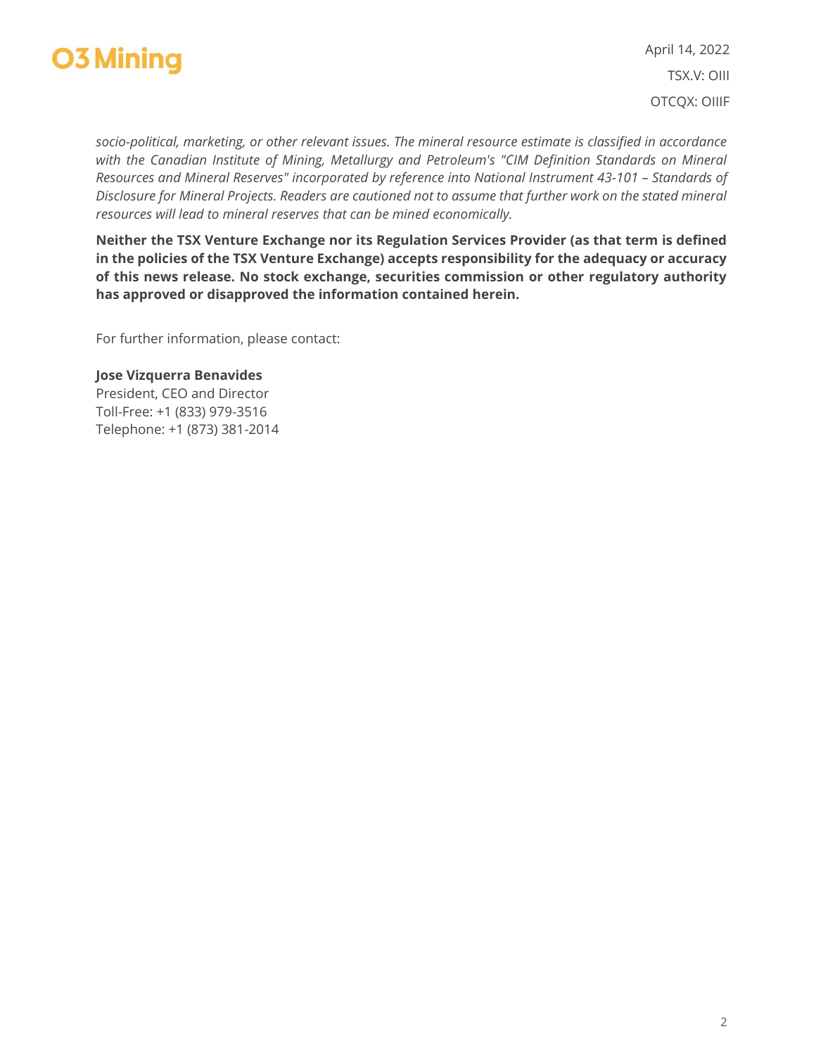*socio-political, marketing, or other relevant issues. The mineral resource estimate is classified in accordance with the Canadian Institute of Mining, Metallurgy and Petroleum's "CIM Definition Standards on Mineral Resources and Mineral Reserves" incorporated by reference into National Instrument 43-101 – Standards of Disclosure for Mineral Projects. Readers are cautioned not to assume that further work on the stated mineral resources will lead to mineral reserves that can be mined economically.*

**Neither the TSX Venture Exchange nor its Regulation Services Provider (as that term is defined in the policies of the TSX Venture Exchange) accepts responsibility for the adequacy or accuracy of this news release. No stock exchange, securities commission or other regulatory authority has approved or disapproved the information contained herein.**

For further information, please contact:

**Jose Vizquerra Benavides**
President, CEO and Director
Toll-Free: +1 (833) 979-3516
Telephone: +1 (873) 381-2014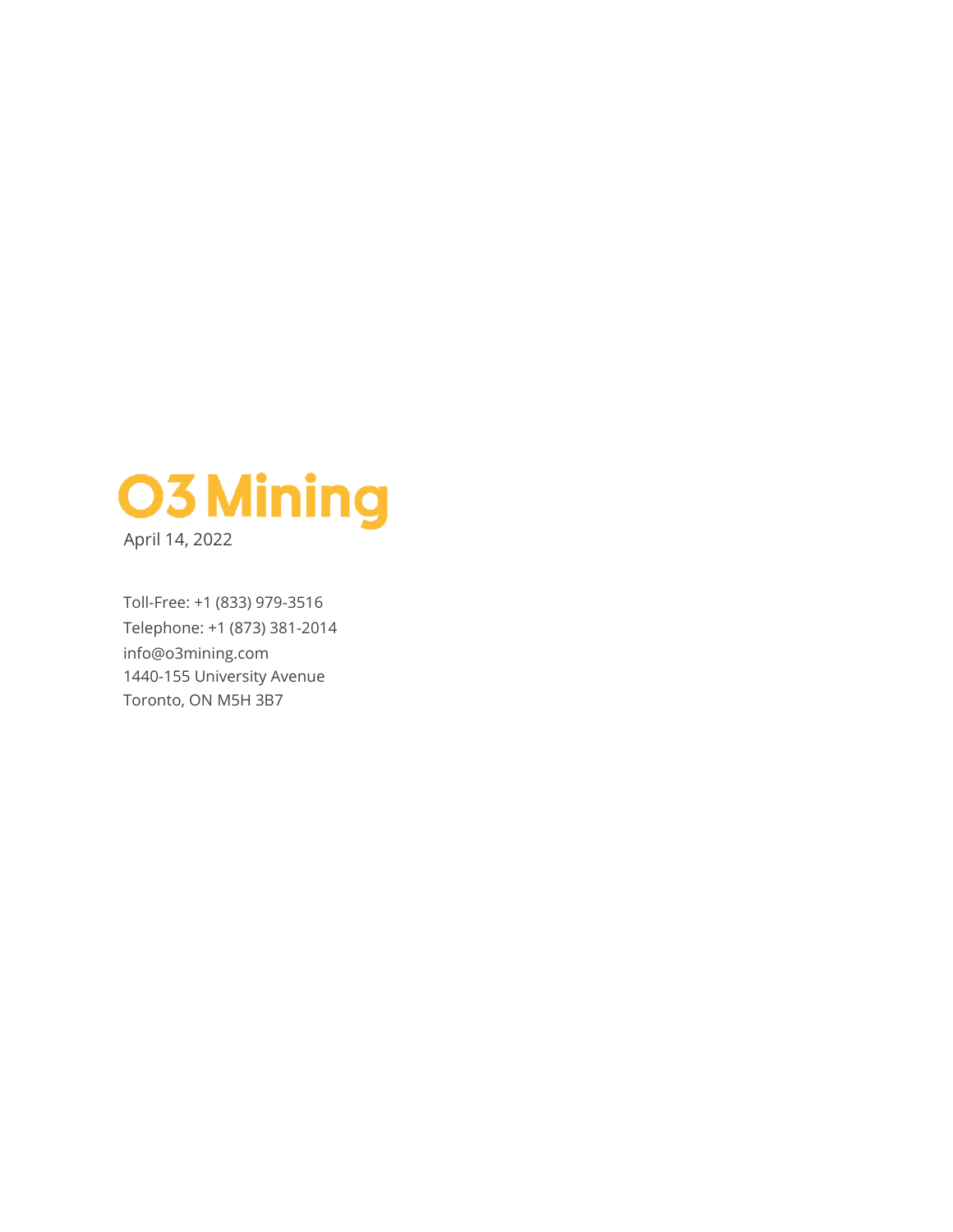# O3 Mining

April 14, 2022

Toll-Free: +1 (833) 979-3516
Telephone: +1 (873) 381-2014
info@o3mining.com
1440-155 University Avenue
Toronto, ON M5H 3B7